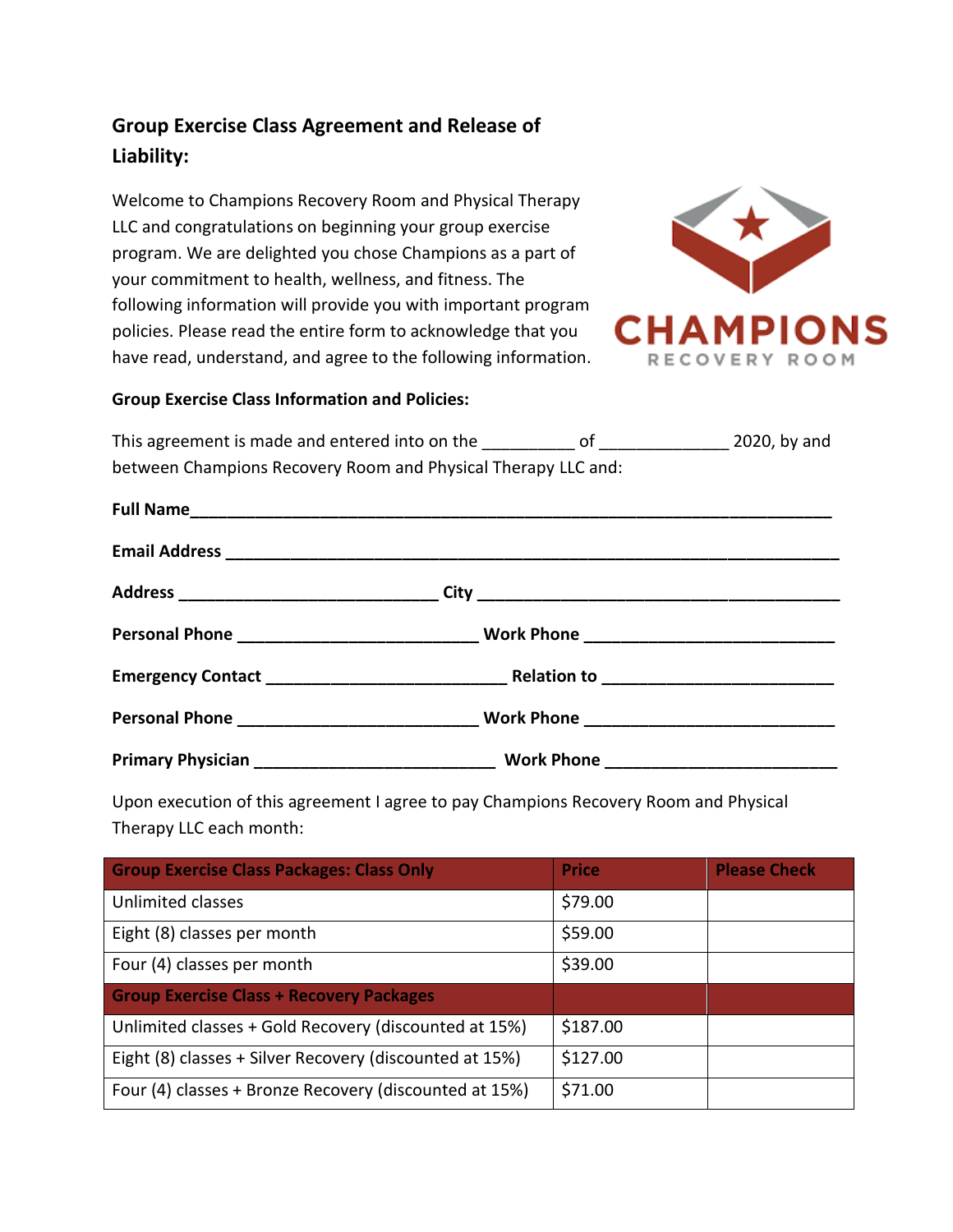## Group Exercise Class Agreement and Release of Liability:

Welcome to Champions Recovery Room and Physical Therapy LLC and congratulations on beginning your group exercise program. We are delighted you chose Champions as a part of your commitment to health, wellness, and fitness. The following information will provide you with important program policies. Please read the entire form to acknowledge that you have read, understand, and agree to the following information.

CHAMPIONS
RECOVERY ROOM

**Group Exercise Class Information and Policies:**

This agreement is made and entered into on the __________ of ______________ 2020, by and between Champions Recovery Room and Physical Therapy LLC and:

**Full Name**_______________________________________________________________________

**Email Address** ____________________________________________________________________

**Address** ____________________________ **City** _______________________________________

**Personal Phone** __________________________ **Work Phone** ___________________________

**Emergency Contact** __________________________ **Relation to** _________________________

**Personal Phone** __________________________ **Work Phone** ___________________________

**Primary Physician** __________________________ **Work Phone** _________________________

Upon execution of this agreement I agree to pay Champions Recovery Room and Physical Therapy LLC each month:

| Group Exercise Class Packages: Class Only | Price | Please Check |
|---|---|---|
| Unlimited classes | $79.00 | |
| Eight (8) classes per month | $59.00 | |
| Four (4) classes per month | $39.00 | |
| **Group Exercise Class + Recovery Packages** | | |
| Unlimited classes + Gold Recovery (discounted at 15%) | $187.00 | |
| Eight (8) classes + Silver Recovery (discounted at 15%) | $127.00 | |
| Four (4) classes + Bronze Recovery (discounted at 15%) | $71.00 | |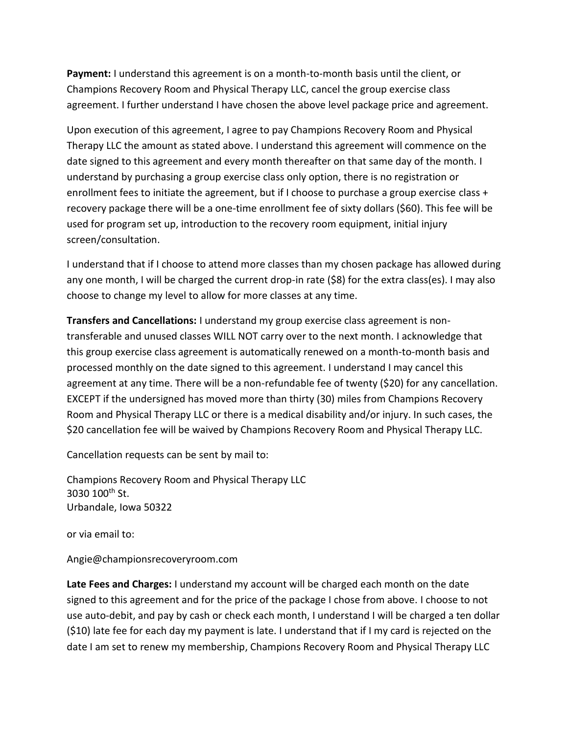**Payment:** I understand this agreement is on a month-to-month basis until the client, or Champions Recovery Room and Physical Therapy LLC, cancel the group exercise class agreement. I further understand I have chosen the above level package price and agreement.

Upon execution of this agreement, I agree to pay Champions Recovery Room and Physical Therapy LLC the amount as stated above. I understand this agreement will commence on the date signed to this agreement and every month thereafter on that same day of the month. I understand by purchasing a group exercise class only option, there is no registration or enrollment fees to initiate the agreement, but if I choose to purchase a group exercise class + recovery package there will be a one-time enrollment fee of sixty dollars ($60). This fee will be used for program set up, introduction to the recovery room equipment, initial injury screen/consultation.

I understand that if I choose to attend more classes than my chosen package has allowed during any one month, I will be charged the current drop-in rate ($8) for the extra class(es). I may also choose to change my level to allow for more classes at any time.

**Transfers and Cancellations:** I understand my group exercise class agreement is non-transferable and unused classes WILL NOT carry over to the next month. I acknowledge that this group exercise class agreement is automatically renewed on a month-to-month basis and processed monthly on the date signed to this agreement. I understand I may cancel this agreement at any time. There will be a non-refundable fee of twenty ($20) for any cancellation. EXCEPT if the undersigned has moved more than thirty (30) miles from Champions Recovery Room and Physical Therapy LLC or there is a medical disability and/or injury. In such cases, the $20 cancellation fee will be waived by Champions Recovery Room and Physical Therapy LLC.

Cancellation requests can be sent by mail to:

Champions Recovery Room and Physical Therapy LLC
3030 100th St.
Urbandale, Iowa 50322

or via email to:

Angie@championsrecoveryroom.com

**Late Fees and Charges:** I understand my account will be charged each month on the date signed to this agreement and for the price of the package I chose from above. I choose to not use auto-debit, and pay by cash or check each month, I understand I will be charged a ten dollar ($10) late fee for each day my payment is late. I understand that if I my card is rejected on the date I am set to renew my membership, Champions Recovery Room and Physical Therapy LLC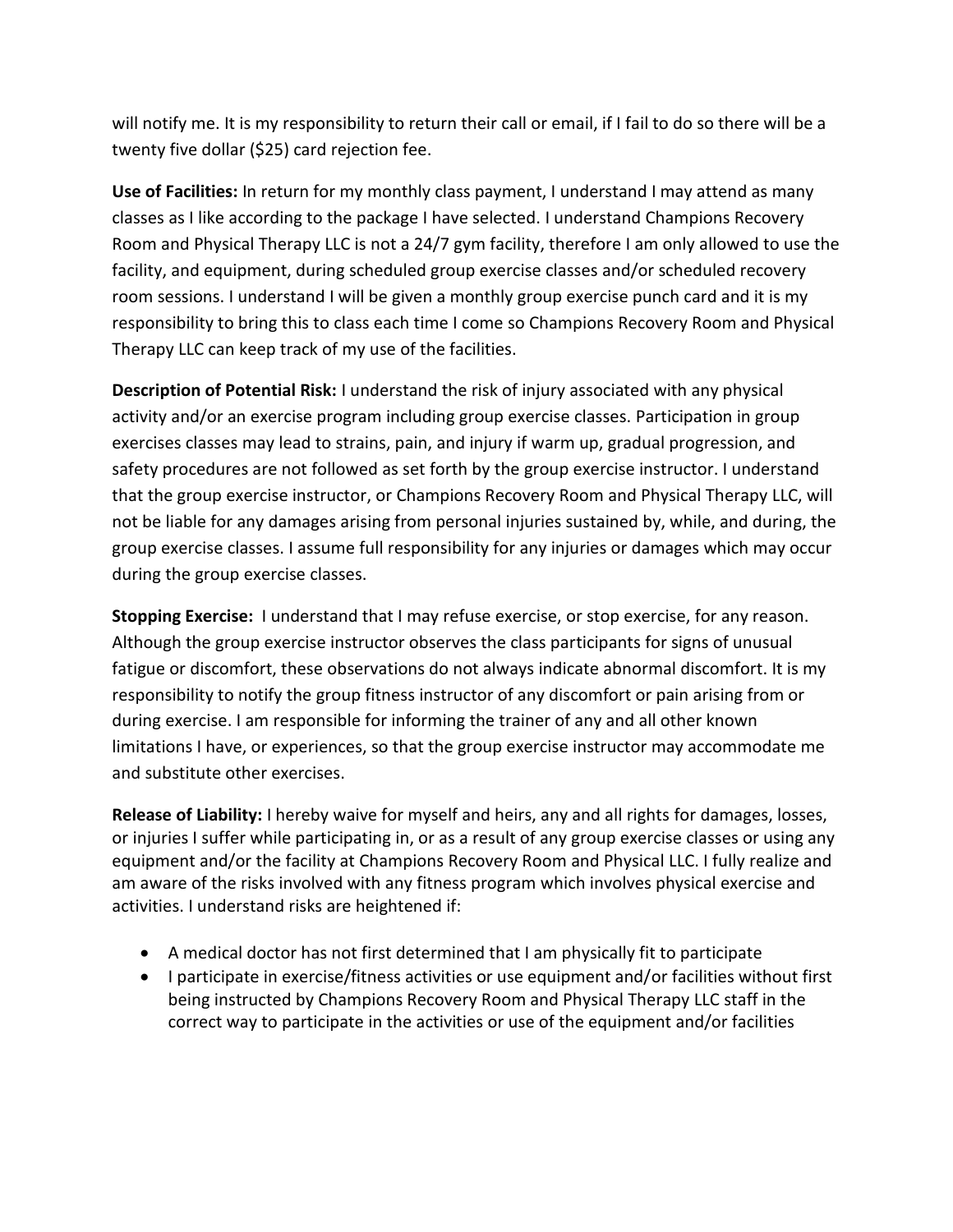will notify me. It is my responsibility to return their call or email, if I fail to do so there will be a twenty five dollar ($25) card rejection fee.

**Use of Facilities:** In return for my monthly class payment, I understand I may attend as many classes as I like according to the package I have selected. I understand Champions Recovery Room and Physical Therapy LLC is not a 24/7 gym facility, therefore I am only allowed to use the facility, and equipment, during scheduled group exercise classes and/or scheduled recovery room sessions. I understand I will be given a monthly group exercise punch card and it is my responsibility to bring this to class each time I come so Champions Recovery Room and Physical Therapy LLC can keep track of my use of the facilities.

**Description of Potential Risk:** I understand the risk of injury associated with any physical activity and/or an exercise program including group exercise classes. Participation in group exercises classes may lead to strains, pain, and injury if warm up, gradual progression, and safety procedures are not followed as set forth by the group exercise instructor. I understand that the group exercise instructor, or Champions Recovery Room and Physical Therapy LLC, will not be liable for any damages arising from personal injuries sustained by, while, and during, the group exercise classes. I assume full responsibility for any injuries or damages which may occur during the group exercise classes.

**Stopping Exercise:** I understand that I may refuse exercise, or stop exercise, for any reason. Although the group exercise instructor observes the class participants for signs of unusual fatigue or discomfort, these observations do not always indicate abnormal discomfort. It is my responsibility to notify the group fitness instructor of any discomfort or pain arising from or during exercise. I am responsible for informing the trainer of any and all other known limitations I have, or experiences, so that the group exercise instructor may accommodate me and substitute other exercises.

**Release of Liability:** I hereby waive for myself and heirs, any and all rights for damages, losses, or injuries I suffer while participating in, or as a result of any group exercise classes or using any equipment and/or the facility at Champions Recovery Room and Physical LLC. I fully realize and am aware of the risks involved with any fitness program which involves physical exercise and activities. I understand risks are heightened if:

- A medical doctor has not first determined that I am physically fit to participate
- I participate in exercise/fitness activities or use equipment and/or facilities without first being instructed by Champions Recovery Room and Physical Therapy LLC staff in the correct way to participate in the activities or use of the equipment and/or facilities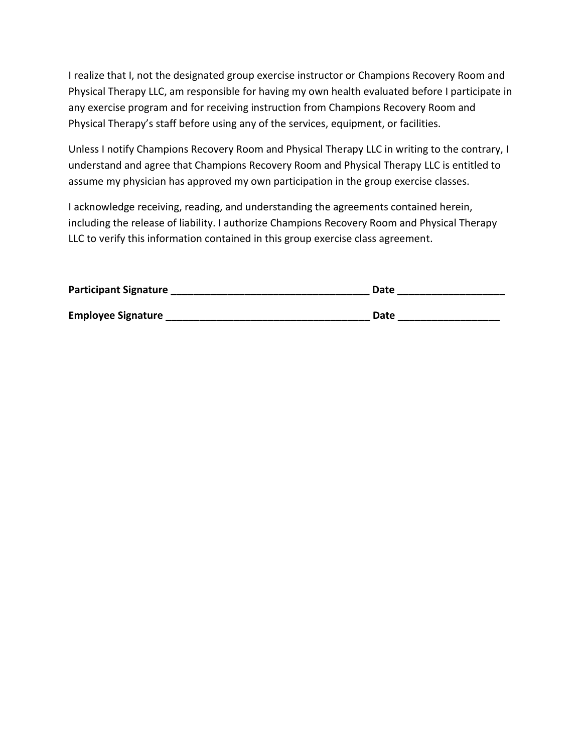I realize that I, not the designated group exercise instructor or Champions Recovery Room and Physical Therapy LLC, am responsible for having my own health evaluated before I participate in any exercise program and for receiving instruction from Champions Recovery Room and Physical Therapy's staff before using any of the services, equipment, or facilities.

Unless I notify Champions Recovery Room and Physical Therapy LLC in writing to the contrary, I understand and agree that Champions Recovery Room and Physical Therapy LLC is entitled to assume my physician has approved my own participation in the group exercise classes.

I acknowledge receiving, reading, and understanding the agreements contained herein, including the release of liability. I authorize Champions Recovery Room and Physical Therapy LLC to verify this information contained in this group exercise class agreement.

**Participant Signature ___________________________________ Date __________________**

**Employee Signature ____________________________________ Date _________________**